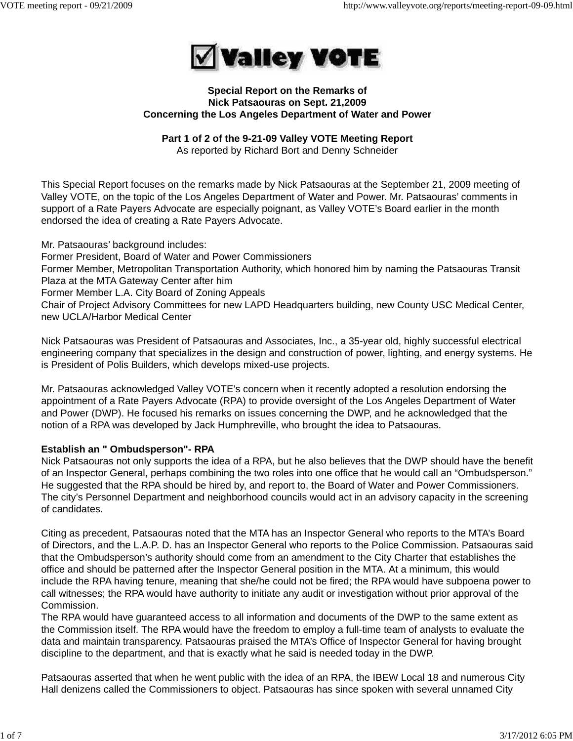**Special Report on the Remarks of**
**Nick Patsaouras on Sept. 21,2009**
**Concerning the Los Angeles Department of Water and Power**

**Part 1 of 2 of the 9-21-09 Valley VOTE Meeting Report**
As reported by Richard Bort and Denny Schneider

This Special Report focuses on the remarks made by Nick Patsaouras at the September 21, 2009 meeting of Valley VOTE, on the topic of the Los Angeles Department of Water and Power. Mr. Patsaouras' comments in support of a Rate Payers Advocate are especially poignant, as Valley VOTE's Board earlier in the month endorsed the idea of creating a Rate Payers Advocate.

Mr. Patsaouras' background includes:
Former President, Board of Water and Power Commissioners
Former Member, Metropolitan Transportation Authority, which honored him by naming the Patsaouras Transit Plaza at the MTA Gateway Center after him
Former Member L.A. City Board of Zoning Appeals
Chair of Project Advisory Committees for new LAPD Headquarters building, new County USC Medical Center, new UCLA/Harbor Medical Center

Nick Patsaouras was President of Patsaouras and Associates, Inc., a 35-year old, highly successful electrical engineering company that specializes in the design and construction of power, lighting, and energy systems. He is President of Polis Builders, which develops mixed-use projects.

Mr. Patsaouras acknowledged Valley VOTE's concern when it recently adopted a resolution endorsing the appointment of a Rate Payers Advocate (RPA) to provide oversight of the Los Angeles Department of Water and Power (DWP). He focused his remarks on issues concerning the DWP, and he acknowledged that the notion of a RPA was developed by Jack Humphreville, who brought the idea to Patsaouras.

**Establish an " Ombudsperson"- RPA**
Nick Patsaouras not only supports the idea of a RPA, but he also believes that the DWP should have the benefit of an Inspector General, perhaps combining the two roles into one office that he would call an "Ombudsperson." He suggested that the RPA should be hired by, and report to, the Board of Water and Power Commissioners. The city's Personnel Department and neighborhood councils would act in an advisory capacity in the screening of candidates.

Citing as precedent, Patsaouras noted that the MTA has an Inspector General who reports to the MTA's Board of Directors, and the L.A.P. D. has an Inspector General who reports to the Police Commission. Patsaouras said that the Ombudsperson's authority should come from an amendment to the City Charter that establishes the office and should be patterned after the Inspector General position in the MTA. At a minimum, this would include the RPA having tenure, meaning that she/he could not be fired; the RPA would have subpoena power to call witnesses; the RPA would have authority to initiate any audit or investigation without prior approval of the Commission.
The RPA would have guaranteed access to all information and documents of the DWP to the same extent as the Commission itself. The RPA would have the freedom to employ a full-time team of analysts to evaluate the data and maintain transparency. Patsaouras praised the MTA's Office of Inspector General for having brought discipline to the department, and that is exactly what he said is needed today in the DWP.

Patsaouras asserted that when he went public with the idea of an RPA, the IBEW Local 18 and numerous City Hall denizens called the Commissioners to object. Patsaouras has since spoken with several unnamed City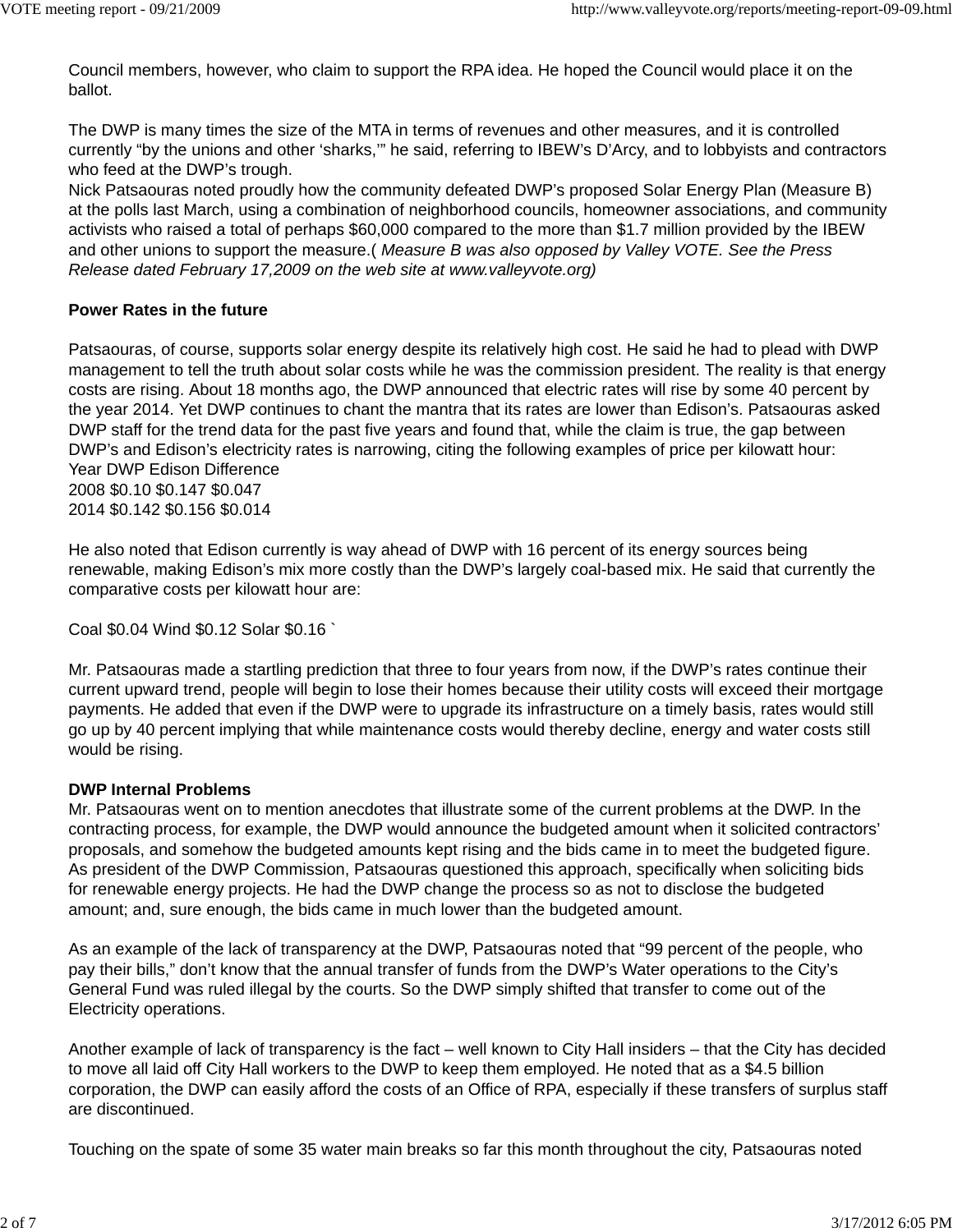Council members, however, who claim to support the RPA idea. He hoped the Council would place it on the ballot.

The DWP is many times the size of the MTA in terms of revenues and other measures, and it is controlled currently "by the unions and other 'sharks,'" he said, referring to IBEW's D'Arcy, and to lobbyists and contractors who feed at the DWP's trough.
Nick Patsaouras noted proudly how the community defeated DWP's proposed Solar Energy Plan (Measure B) at the polls last March, using a combination of neighborhood councils, homeowner associations, and community activists who raised a total of perhaps $60,000 compared to the more than $1.7 million provided by the IBEW and other unions to support the measure.( *Measure B was also opposed by Valley VOTE. See the Press Release dated February 17,2009 on the web site at www.valleyvote.org)*

**Power Rates in the future**

Patsaouras, of course, supports solar energy despite its relatively high cost. He said he had to plead with DWP management to tell the truth about solar costs while he was the commission president. The reality is that energy costs are rising. About 18 months ago, the DWP announced that electric rates will rise by some 40 percent by the year 2014. Yet DWP continues to chant the mantra that its rates are lower than Edison's. Patsaouras asked DWP staff for the trend data for the past five years and found that, while the claim is true, the gap between DWP's and Edison's electricity rates is narrowing, citing the following examples of price per kilowatt hour:

| Year | DWP | Edison | Difference |
|---|---|---|---|
| 2008 | $0.10 | $0.147 | $0.047 |
| 2014 | $0.142 | $0.156 | $0.014 |

He also noted that Edison currently is way ahead of DWP with 16 percent of its energy sources being renewable, making Edison's mix more costly than the DWP's largely coal-based mix. He said that currently the comparative costs per kilowatt hour are:

Coal $0.04 Wind $0.12 Solar $0.16 `

Mr. Patsaouras made a startling prediction that three to four years from now, if the DWP's rates continue their current upward trend, people will begin to lose their homes because their utility costs will exceed their mortgage payments. He added that even if the DWP were to upgrade its infrastructure on a timely basis, rates would still go up by 40 percent implying that while maintenance costs would thereby decline, energy and water costs still would be rising.

**DWP Internal Problems**

Mr. Patsaouras went on to mention anecdotes that illustrate some of the current problems at the DWP. In the contracting process, for example, the DWP would announce the budgeted amount when it solicited contractors' proposals, and somehow the budgeted amounts kept rising and the bids came in to meet the budgeted figure. As president of the DWP Commission, Patsaouras questioned this approach, specifically when soliciting bids for renewable energy projects. He had the DWP change the process so as not to disclose the budgeted amount; and, sure enough, the bids came in much lower than the budgeted amount.

As an example of the lack of transparency at the DWP, Patsaouras noted that "99 percent of the people, who pay their bills," don't know that the annual transfer of funds from the DWP's Water operations to the City's General Fund was ruled illegal by the courts. So the DWP simply shifted that transfer to come out of the Electricity operations.

Another example of lack of transparency is the fact – well known to City Hall insiders – that the City has decided to move all laid off City Hall workers to the DWP to keep them employed. He noted that as a $4.5 billion corporation, the DWP can easily afford the costs of an Office of RPA, especially if these transfers of surplus staff are discontinued.

Touching on the spate of some 35 water main breaks so far this month throughout the city, Patsaouras noted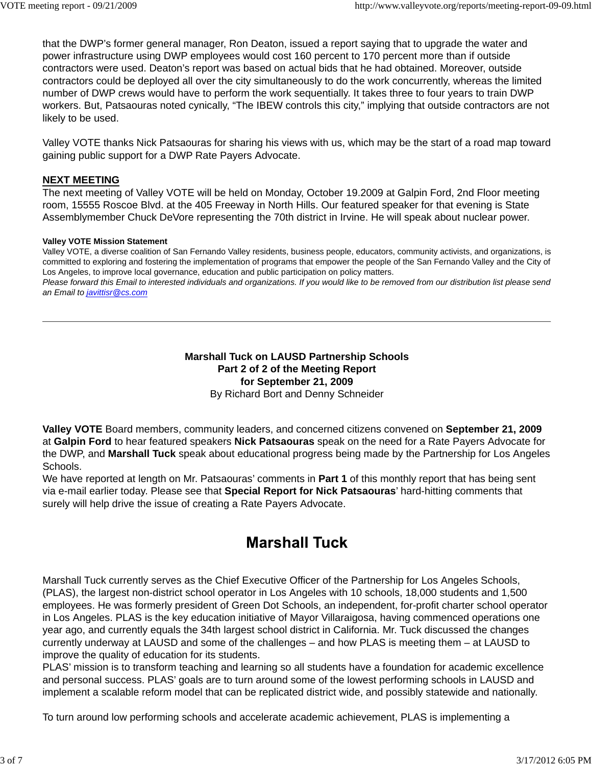that the DWP's former general manager, Ron Deaton, issued a report saying that to upgrade the water and power infrastructure using DWP employees would cost 160 percent to 170 percent more than if outside contractors were used. Deaton's report was based on actual bids that he had obtained. Moreover, outside contractors could be deployed all over the city simultaneously to do the work concurrently, whereas the limited number of DWP crews would have to perform the work sequentially. It takes three to four years to train DWP workers. But, Patsaouras noted cynically, "The IBEW controls this city," implying that outside contractors are not likely to be used.

Valley VOTE thanks Nick Patsaouras for sharing his views with us, which may be the start of a road map toward gaining public support for a DWP Rate Payers Advocate.

**NEXT MEETING**

The next meeting of Valley VOTE will be held on Monday, October 19.2009 at Galpin Ford, 2nd Floor meeting room, 15555 Roscoe Blvd. at the 405 Freeway in North Hills. Our featured speaker for that evening is State Assemblymember Chuck DeVore representing the 70th district in Irvine. He will speak about nuclear power.

**Valley VOTE Mission Statement**

Valley VOTE, a diverse coalition of San Fernando Valley residents, business people, educators, community activists, and organizations, is committed to exploring and fostering the implementation of programs that empower the people of the San Fernando Valley and the City of Los Angeles, to improve local governance, education and public participation on policy matters.

*Please forward this Email to interested individuals and organizations. If you would like to be removed from our distribution list please send an Email to javittisr@cs.com*

---

**Marshall Tuck on LAUSD Partnership Schools**
**Part 2 of 2 of the Meeting Report**
**for September 21, 2009**
By Richard Bort and Denny Schneider

**Valley VOTE** Board members, community leaders, and concerned citizens convened on **September 21, 2009** at **Galpin Ford** to hear featured speakers **Nick Patsaouras** speak on the need for a Rate Payers Advocate for the DWP, and **Marshall Tuck** speak about educational progress being made by the Partnership for Los Angeles Schools.

We have reported at length on Mr. Patsaouras' comments in **Part 1** of this monthly report that has being sent via e-mail earlier today. Please see that **Special Report for Nick Patsaouras**' hard-hitting comments that surely will help drive the issue of creating a Rate Payers Advocate.

## Marshall Tuck

Marshall Tuck currently serves as the Chief Executive Officer of the Partnership for Los Angeles Schools, (PLAS), the largest non-district school operator in Los Angeles with 10 schools, 18,000 students and 1,500 employees. He was formerly president of Green Dot Schools, an independent, for-profit charter school operator in Los Angeles. PLAS is the key education initiative of Mayor Villaraigosa, having commenced operations one year ago, and currently equals the 34th largest school district in California. Mr. Tuck discussed the changes currently underway at LAUSD and some of the challenges – and how PLAS is meeting them – at LAUSD to improve the quality of education for its students.

PLAS' mission is to transform teaching and learning so all students have a foundation for academic excellence and personal success. PLAS' goals are to turn around some of the lowest performing schools in LAUSD and implement a scalable reform model that can be replicated district wide, and possibly statewide and nationally.

To turn around low performing schools and accelerate academic achievement, PLAS is implementing a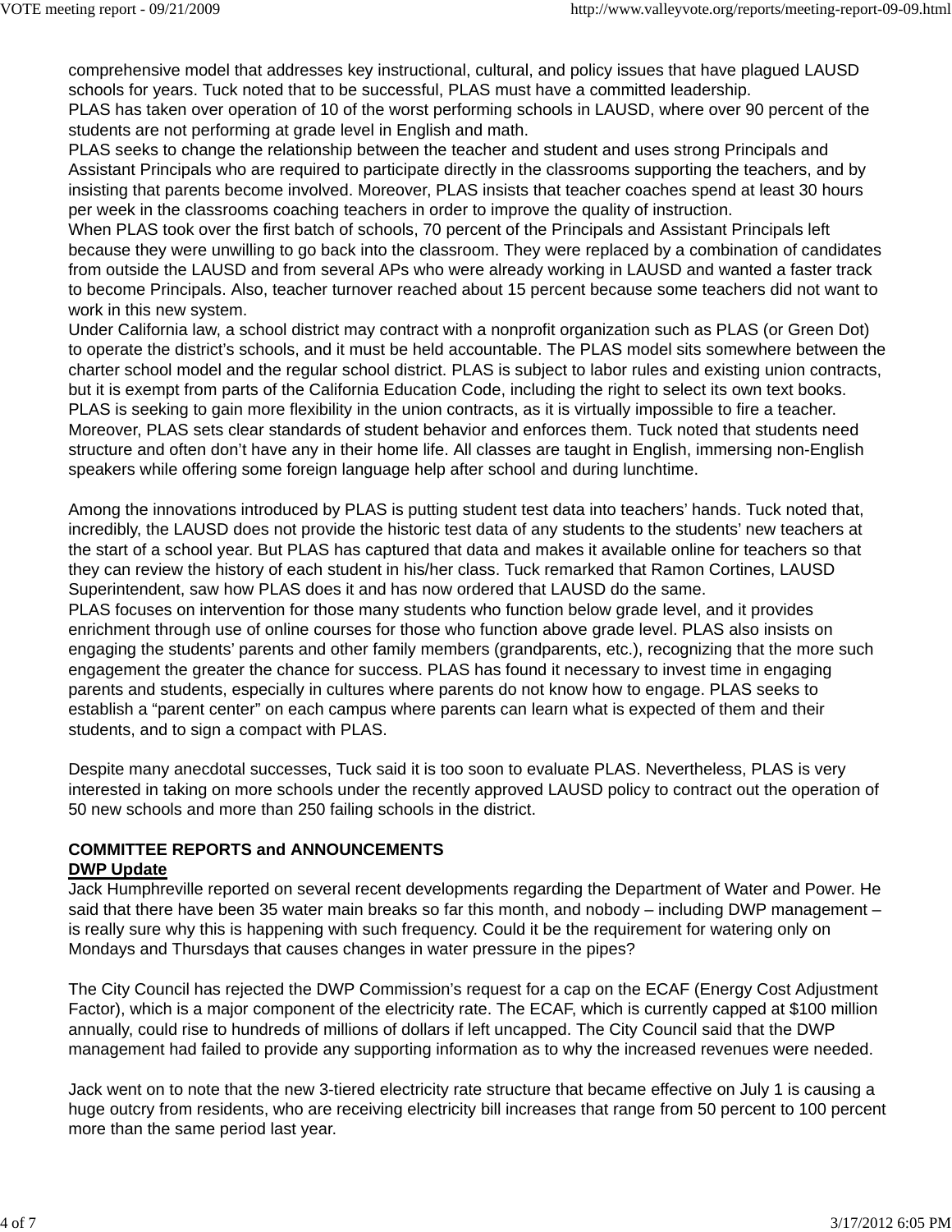comprehensive model that addresses key instructional, cultural, and policy issues that have plagued LAUSD schools for years. Tuck noted that to be successful, PLAS must have a committed leadership.
PLAS has taken over operation of 10 of the worst performing schools in LAUSD, where over 90 percent of the students are not performing at grade level in English and math.
PLAS seeks to change the relationship between the teacher and student and uses strong Principals and Assistant Principals who are required to participate directly in the classrooms supporting the teachers, and by insisting that parents become involved. Moreover, PLAS insists that teacher coaches spend at least 30 hours per week in the classrooms coaching teachers in order to improve the quality of instruction.
When PLAS took over the first batch of schools, 70 percent of the Principals and Assistant Principals left because they were unwilling to go back into the classroom. They were replaced by a combination of candidates from outside the LAUSD and from several APs who were already working in LAUSD and wanted a faster track to become Principals. Also, teacher turnover reached about 15 percent because some teachers did not want to work in this new system.
Under California law, a school district may contract with a nonprofit organization such as PLAS (or Green Dot) to operate the district's schools, and it must be held accountable. The PLAS model sits somewhere between the charter school model and the regular school district. PLAS is subject to labor rules and existing union contracts, but it is exempt from parts of the California Education Code, including the right to select its own text books. PLAS is seeking to gain more flexibility in the union contracts, as it is virtually impossible to fire a teacher. Moreover, PLAS sets clear standards of student behavior and enforces them. Tuck noted that students need structure and often don't have any in their home life. All classes are taught in English, immersing non-English speakers while offering some foreign language help after school and during lunchtime.

Among the innovations introduced by PLAS is putting student test data into teachers' hands. Tuck noted that, incredibly, the LAUSD does not provide the historic test data of any students to the students' new teachers at the start of a school year. But PLAS has captured that data and makes it available online for teachers so that they can review the history of each student in his/her class. Tuck remarked that Ramon Cortines, LAUSD Superintendent, saw how PLAS does it and has now ordered that LAUSD do the same.
PLAS focuses on intervention for those many students who function below grade level, and it provides enrichment through use of online courses for those who function above grade level. PLAS also insists on engaging the students' parents and other family members (grandparents, etc.), recognizing that the more such engagement the greater the chance for success. PLAS has found it necessary to invest time in engaging parents and students, especially in cultures where parents do not know how to engage. PLAS seeks to establish a "parent center" on each campus where parents can learn what is expected of them and their students, and to sign a compact with PLAS.

Despite many anecdotal successes, Tuck said it is too soon to evaluate PLAS. Nevertheless, PLAS is very interested in taking on more schools under the recently approved LAUSD policy to contract out the operation of 50 new schools and more than 250 failing schools in the district.

**COMMITTEE REPORTS and ANNOUNCEMENTS**

**DWP Update**

Jack Humphreville reported on several recent developments regarding the Department of Water and Power. He said that there have been 35 water main breaks so far this month, and nobody – including DWP management – is really sure why this is happening with such frequency. Could it be the requirement for watering only on Mondays and Thursdays that causes changes in water pressure in the pipes?

The City Council has rejected the DWP Commission's request for a cap on the ECAF (Energy Cost Adjustment Factor), which is a major component of the electricity rate. The ECAF, which is currently capped at $100 million annually, could rise to hundreds of millions of dollars if left uncapped. The City Council said that the DWP management had failed to provide any supporting information as to why the increased revenues were needed.

Jack went on to note that the new 3-tiered electricity rate structure that became effective on July 1 is causing a huge outcry from residents, who are receiving electricity bill increases that range from 50 percent to 100 percent more than the same period last year.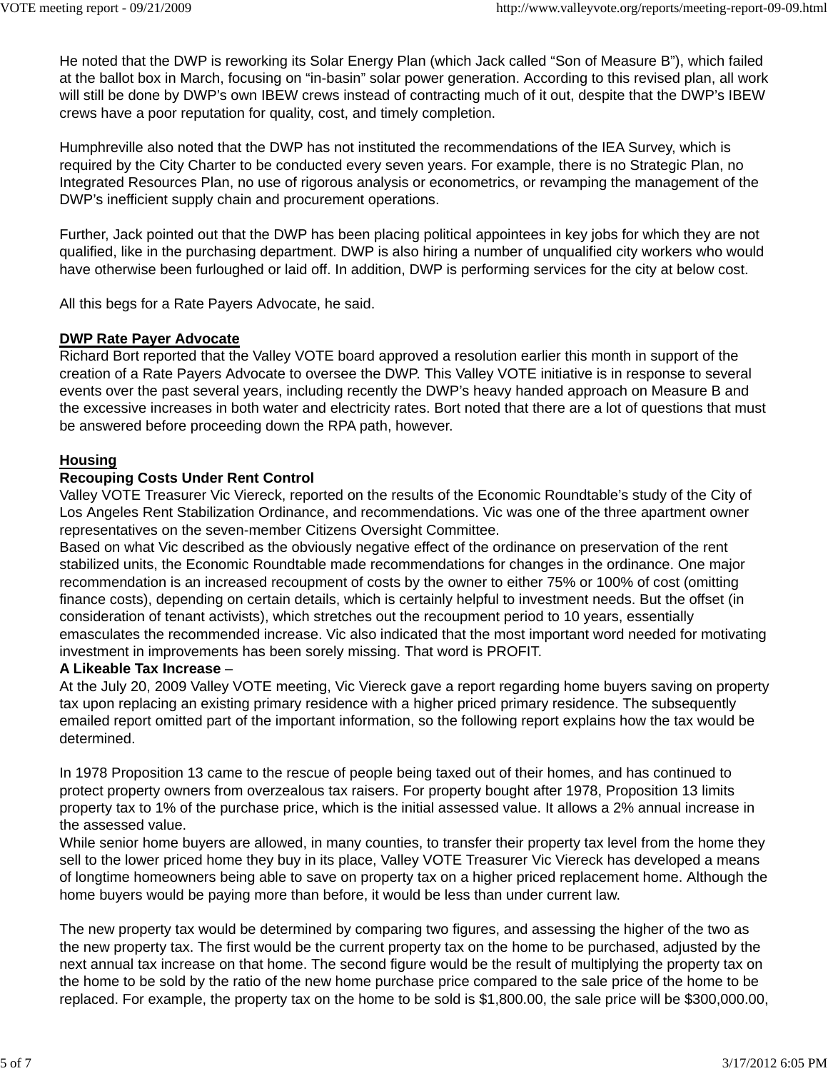He noted that the DWP is reworking its Solar Energy Plan (which Jack called “Son of Measure B”), which failed at the ballot box in March, focusing on “in-basin” solar power generation. According to this revised plan, all work will still be done by DWP’s own IBEW crews instead of contracting much of it out, despite that the DWP’s IBEW crews have a poor reputation for quality, cost, and timely completion.

Humphreville also noted that the DWP has not instituted the recommendations of the IEA Survey, which is required by the City Charter to be conducted every seven years. For example, there is no Strategic Plan, no Integrated Resources Plan, no use of rigorous analysis or econometrics, or revamping the management of the DWP’s inefficient supply chain and procurement operations.

Further, Jack pointed out that the DWP has been placing political appointees in key jobs for which they are not qualified, like in the purchasing department. DWP is also hiring a number of unqualified city workers who would have otherwise been furloughed or laid off. In addition, DWP is performing services for the city at below cost.

All this begs for a Rate Payers Advocate, he said.

__DWP Rate Payer Advocate__

Richard Bort reported that the Valley VOTE board approved a resolution earlier this month in support of the creation of a Rate Payers Advocate to oversee the DWP. This Valley VOTE initiative is in response to several events over the past several years, including recently the DWP’s heavy handed approach on Measure B and the excessive increases in both water and electricity rates. Bort noted that there are a lot of questions that must be answered before proceeding down the RPA path, however.

__Housing__

**Recouping Costs Under Rent Control**

Valley VOTE Treasurer Vic Viereck, reported on the results of the Economic Roundtable’s study of the City of Los Angeles Rent Stabilization Ordinance, and recommendations. Vic was one of the three apartment owner representatives on the seven-member Citizens Oversight Committee.

Based on what Vic described as the obviously negative effect of the ordinance on preservation of the rent stabilized units, the Economic Roundtable made recommendations for changes in the ordinance. One major recommendation is an increased recoupment of costs by the owner to either 75% or 100% of cost (omitting finance costs), depending on certain details, which is certainly helpful to investment needs. But the offset (in consideration of tenant activists), which stretches out the recoupment period to 10 years, essentially emasculates the recommended increase. Vic also indicated that the most important word needed for motivating investment in improvements has been sorely missing. That word is PROFIT.

**A Likeable Tax Increase** –

At the July 20, 2009 Valley VOTE meeting, Vic Viereck gave a report regarding home buyers saving on property tax upon replacing an existing primary residence with a higher priced primary residence. The subsequently emailed report omitted part of the important information, so the following report explains how the tax would be determined.

In 1978 Proposition 13 came to the rescue of people being taxed out of their homes, and has continued to protect property owners from overzealous tax raisers. For property bought after 1978, Proposition 13 limits property tax to 1% of the purchase price, which is the initial assessed value. It allows a 2% annual increase in the assessed value.

While senior home buyers are allowed, in many counties, to transfer their property tax level from the home they sell to the lower priced home they buy in its place, Valley VOTE Treasurer Vic Viereck has developed a means of longtime homeowners being able to save on property tax on a higher priced replacement home. Although the home buyers would be paying more than before, it would be less than under current law.

The new property tax would be determined by comparing two figures, and assessing the higher of the two as the new property tax. The first would be the current property tax on the home to be purchased, adjusted by the next annual tax increase on that home. The second figure would be the result of multiplying the property tax on the home to be sold by the ratio of the new home purchase price compared to the sale price of the home to be replaced. For example, the property tax on the home to be sold is $1,800.00, the sale price will be $300,000.00,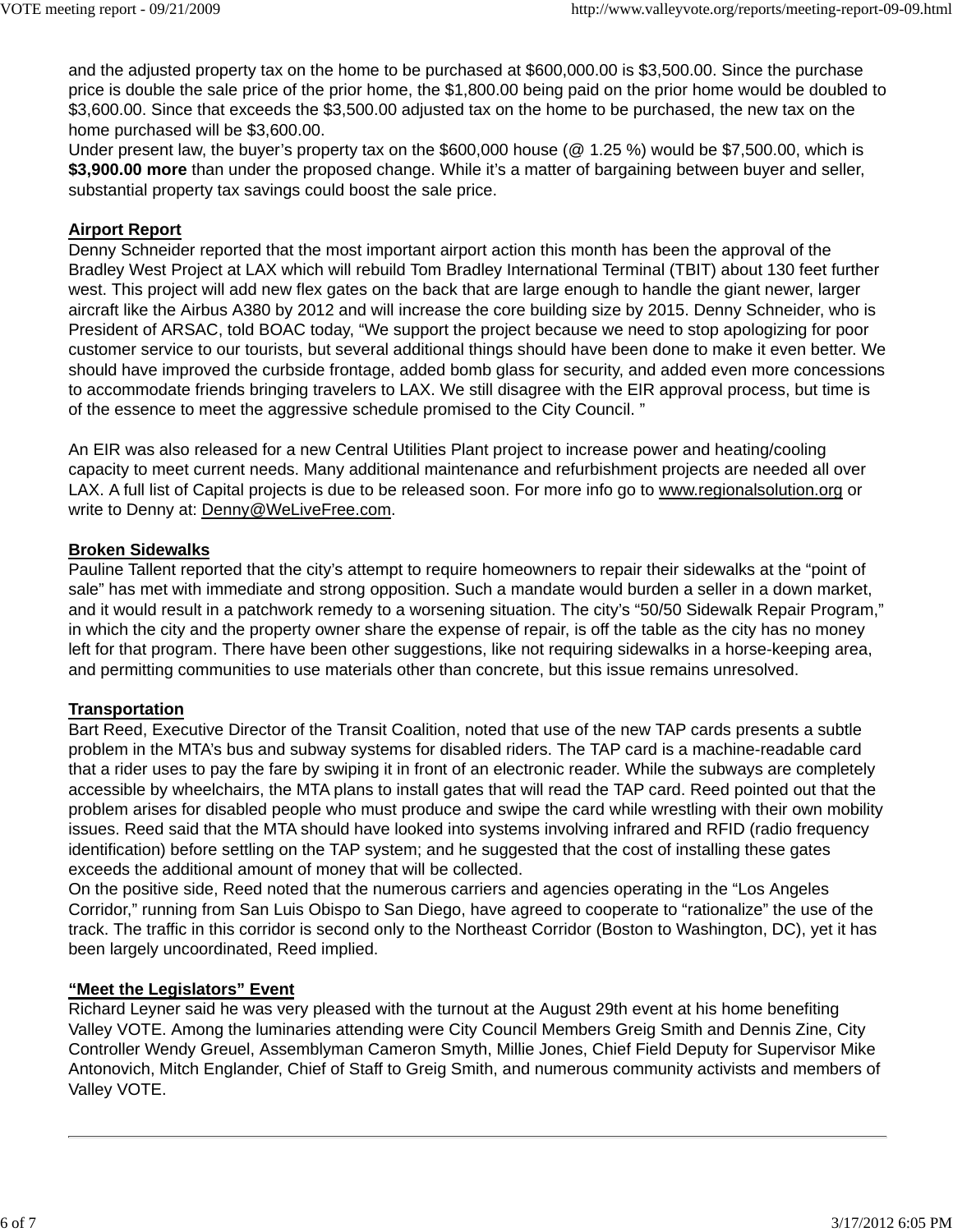and the adjusted property tax on the home to be purchased at $600,000.00 is $3,500.00. Since the purchase price is double the sale price of the prior home, the $1,800.00 being paid on the prior home would be doubled to $3,600.00. Since that exceeds the $3,500.00 adjusted tax on the home to be purchased, the new tax on the home purchased will be $3,600.00.
Under present law, the buyer's property tax on the $600,000 house (@ 1.25 %) would be $7,500.00, which is **$3,900.00 more** than under the proposed change. While it's a matter of bargaining between buyer and seller, substantial property tax savings could boost the sale price.

**Airport Report**
Denny Schneider reported that the most important airport action this month has been the approval of the Bradley West Project at LAX which will rebuild Tom Bradley International Terminal (TBIT) about 130 feet further west. This project will add new flex gates on the back that are large enough to handle the giant newer, larger aircraft like the Airbus A380 by 2012 and will increase the core building size by 2015. Denny Schneider, who is President of ARSAC, told BOAC today, "We support the project because we need to stop apologizing for poor customer service to our tourists, but several additional things should have been done to make it even better. We should have improved the curbside frontage, added bomb glass for security, and added even more concessions to accommodate friends bringing travelers to LAX. We still disagree with the EIR approval process, but time is of the essence to meet the aggressive schedule promised to the City Council. "

An EIR was also released for a new Central Utilities Plant project to increase power and heating/cooling capacity to meet current needs. Many additional maintenance and refurbishment projects are needed all over LAX. A full list of Capital projects is due to be released soon. For more info go to www.regionalsolution.org or write to Denny at: Denny@WeLiveFree.com.

**Broken Sidewalks**
Pauline Tallent reported that the city's attempt to require homeowners to repair their sidewalks at the "point of sale" has met with immediate and strong opposition. Such a mandate would burden a seller in a down market, and it would result in a patchwork remedy to a worsening situation. The city's "50/50 Sidewalk Repair Program," in which the city and the property owner share the expense of repair, is off the table as the city has no money left for that program. There have been other suggestions, like not requiring sidewalks in a horse-keeping area, and permitting communities to use materials other than concrete, but this issue remains unresolved.

**Transportation**
Bart Reed, Executive Director of the Transit Coalition, noted that use of the new TAP cards presents a subtle problem in the MTA's bus and subway systems for disabled riders. The TAP card is a machine-readable card that a rider uses to pay the fare by swiping it in front of an electronic reader. While the subways are completely accessible by wheelchairs, the MTA plans to install gates that will read the TAP card. Reed pointed out that the problem arises for disabled people who must produce and swipe the card while wrestling with their own mobility issues. Reed said that the MTA should have looked into systems involving infrared and RFID (radio frequency identification) before settling on the TAP system; and he suggested that the cost of installing these gates exceeds the additional amount of money that will be collected.
On the positive side, Reed noted that the numerous carriers and agencies operating in the "Los Angeles Corridor," running from San Luis Obispo to San Diego, have agreed to cooperate to "rationalize" the use of the track. The traffic in this corridor is second only to the Northeast Corridor (Boston to Washington, DC), yet it has been largely uncoordinated, Reed implied.

**"Meet the Legislators" Event**
Richard Leyner said he was very pleased with the turnout at the August 29th event at his home benefiting Valley VOTE. Among the luminaries attending were City Council Members Greig Smith and Dennis Zine, City Controller Wendy Greuel, Assemblyman Cameron Smyth, Millie Jones, Chief Field Deputy for Supervisor Mike Antonovich, Mitch Englander, Chief of Staff to Greig Smith, and numerous community activists and members of Valley VOTE.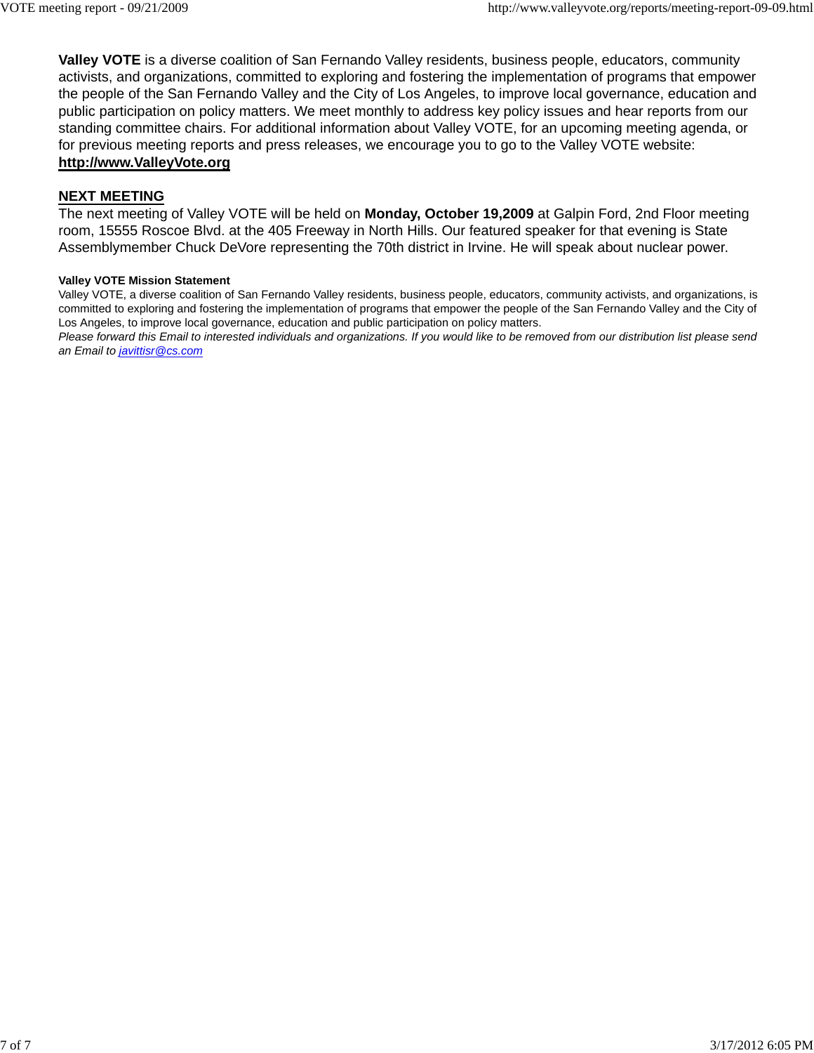**Valley VOTE** is a diverse coalition of San Fernando Valley residents, business people, educators, community activists, and organizations, committed to exploring and fostering the implementation of programs that empower the people of the San Fernando Valley and the City of Los Angeles, to improve local governance, education and public participation on policy matters. We meet monthly to address key policy issues and hear reports from our standing committee chairs. For additional information about Valley VOTE, for an upcoming meeting agenda, or for previous meeting reports and press releases, we encourage you to go to the Valley VOTE website: **http://www.ValleyVote.org**

## NEXT MEETING

The next meeting of Valley VOTE will be held on **Monday, October 19,2009** at Galpin Ford, 2nd Floor meeting room, 15555 Roscoe Blvd. at the 405 Freeway in North Hills. Our featured speaker for that evening is State Assemblymember Chuck DeVore representing the 70th district in Irvine. He will speak about nuclear power.

**Valley VOTE Mission Statement**

Valley VOTE, a diverse coalition of San Fernando Valley residents, business people, educators, community activists, and organizations, is committed to exploring and fostering the implementation of programs that empower the people of the San Fernando Valley and the City of Los Angeles, to improve local governance, education and public participation on policy matters.

*Please forward this Email to interested individuals and organizations. If you would like to be removed from our distribution list please send an Email to javittisr@cs.com*